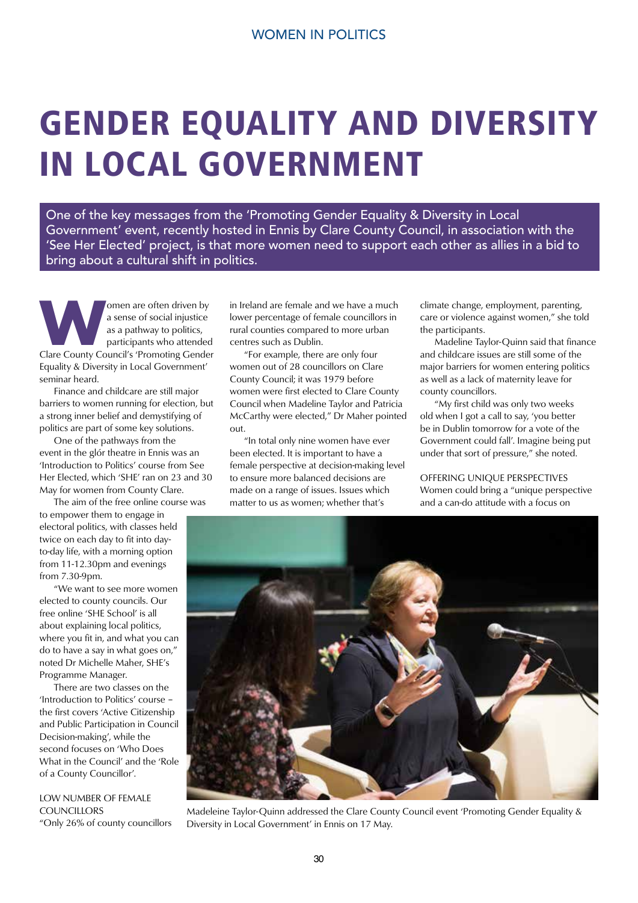# GENDER EQUALITY AND DIVERSITY IN LOCAL GOVERNMENT

One of the key messages from the 'Promoting Gender Equality & Diversity in Local Government' event, recently hosted in Ennis by Clare County Council, in association with the 'See Her Elected' project, is that more women need to support each other as allies in a bid to bring about a cultural shift in politics.

Women are often driven by a sense of social injustice as a pathway to politics, participants who attended Clare County Council's 'Promoting Gender Equality & Diversity in Local Government' seminar heard.

Finance and childcare are still major barriers to women running for election, but a strong inner belief and demystifying of politics are part of some key solutions.

One of the pathways from the event in the glór theatre in Ennis was an 'Introduction to Politics' course from See Her Elected, which 'SHE' ran on 23 and 30 May for women from County Clare.

The aim of the free online course was to empower them to engage in electoral politics, with classes held twice on each day to fit into day-to-day life, with a morning option from 11-12.30pm and evenings from 7.30-9pm.

"We want to see more women elected to county councils. Our free online 'SHE School' is all about explaining local politics, where you fit in, and what you can do to have a say in what goes on," noted Dr Michelle Maher, SHE's Programme Manager.

There are two classes on the 'Introduction to Politics' course – the first covers 'Active Citizenship and Public Participation in Council Decision-making', while the second focuses on 'Who Does What in the Council' and the 'Role of a County Councillor'.

## LOW NUMBER OF FEMALE COUNCILLORS

"Only 26% of county councillors in Ireland are female and we have a much lower percentage of female councillors in rural counties compared to more urban centres such as Dublin.

"For example, there are only four women out of 28 councillors on Clare County Council; it was 1979 before women were first elected to Clare County Council when Madeline Taylor and Patricia McCarthy were elected," Dr Maher pointed out.

"In total only nine women have ever been elected. It is important to have a female perspective at decision-making level to ensure more balanced decisions are made on a range of issues. Issues which matter to us as women; whether that's climate change, employment, parenting, care or violence against women," she told the participants.

Madeline Taylor-Quinn said that finance and childcare issues are still some of the major barriers for women entering politics as well as a lack of maternity leave for county councillors.

"My first child was only two weeks old when I got a call to say, 'you better be in Dublin tomorrow for a vote of the Government could fall'. Imagine being put under that sort of pressure," she noted.

## OFFERING UNIQUE PERSPECTIVES

Women could bring a "unique perspective and a can-do attitude with a focus on

Madeleine Taylor-Quinn addressed the Clare County Council event 'Promoting Gender Equality & Diversity in Local Government' in Ennis on 17 May.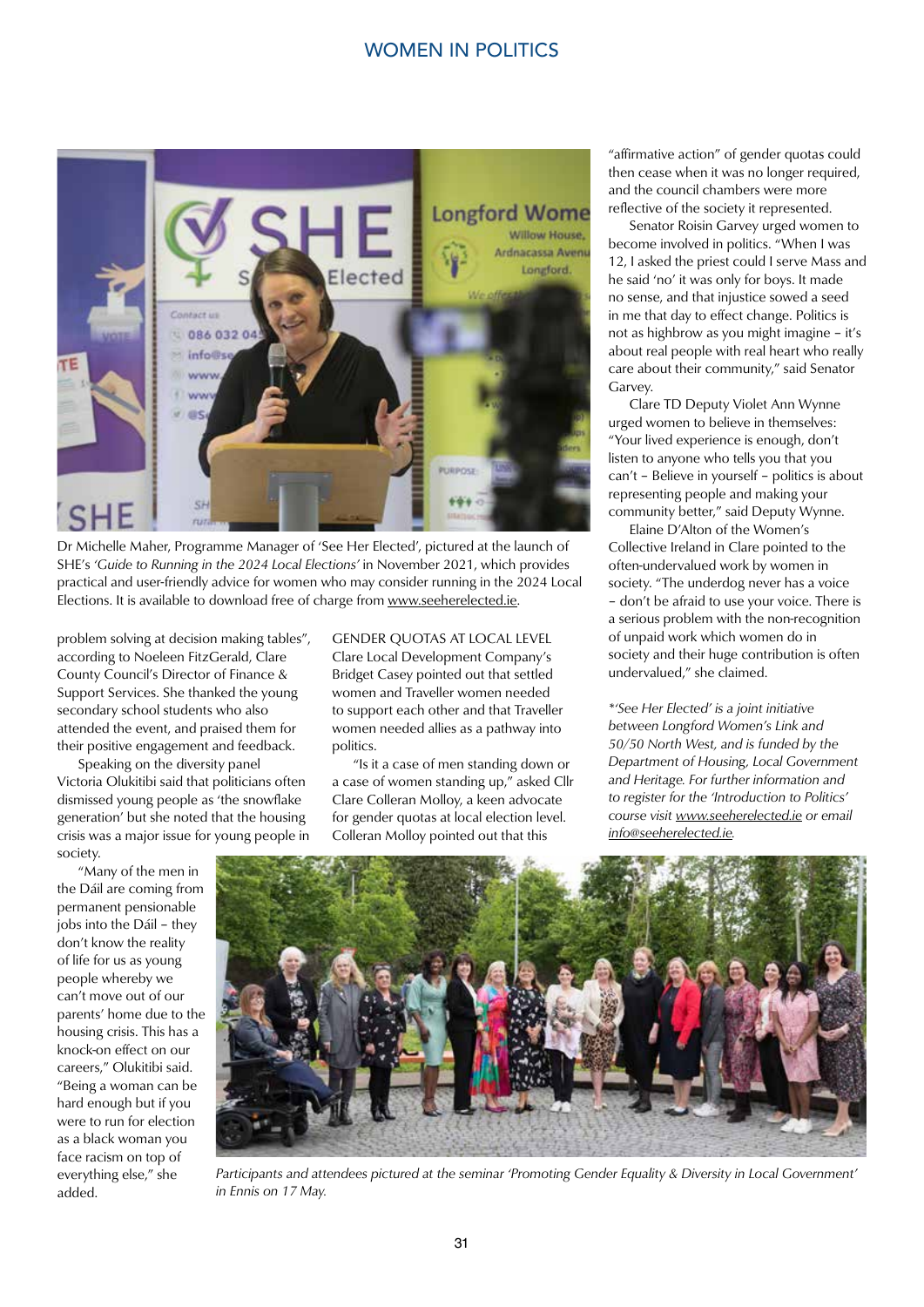Dr Michelle Maher, Programme Manager of 'See Her Elected', pictured at the launch of SHE's *'Guide to Running in the 2024 Local Elections'* in November 2021, which provides practical and user-friendly advice for women who may consider running in the 2024 Local Elections. It is available to download free of charge from www.seeherelected.ie.

problem solving at decision making tables", according to Noeleen FitzGerald, Clare County Council's Director of Finance & Support Services. She thanked the young secondary school students who also attended the event, and praised them for their positive engagement and feedback.

Speaking on the diversity panel Victoria Olukitibi said that politicians often dismissed young people as 'the snowflake generation' but she noted that the housing crisis was a major issue for young people in society.

"Many of the men in the Dáil are coming from permanent pensionable jobs into the Dáil – they don't know the reality of life for us as young people whereby we can't move out of our parents' home due to the housing crisis. This has a knock-on effect on our careers," Olukitibi said. "Being a woman can be hard enough but if you were to run for election as a black woman you face racism on top of everything else," she added.

## GENDER QUOTAS AT LOCAL LEVEL

Clare Local Development Company's Bridget Casey pointed out that settled women and Traveller women needed to support each other and that Traveller women needed allies as a pathway into politics.

"Is it a case of men standing down or a case of women standing up," asked Cllr Clare Colleran Molloy, a keen advocate for gender quotas at local election level. Colleran Molloy pointed out that this "affirmative action" of gender quotas could then cease when it was no longer required, and the council chambers were more reflective of the society it represented.

Senator Roisin Garvey urged women to become involved in politics. "When I was 12, I asked the priest could I serve Mass and he said 'no' it was only for boys. It made no sense, and that injustice sowed a seed in me that day to effect change. Politics is not as highbrow as you might imagine – it's about real people with real heart who really care about their community," said Senator Garvey.

Clare TD Deputy Violet Ann Wynne urged women to believe in themselves: "Your lived experience is enough, don't listen to anyone who tells you that you can't – Believe in yourself – politics is about representing people and making your community better," said Deputy Wynne.

Elaine D'Alton of the Women's Collective Ireland in Clare pointed to the often-undervalued work by women in society. "The underdog never has a voice – don't be afraid to use your voice. There is a serious problem with the non-recognition of unpaid work which women do in society and their huge contribution is often undervalued," she claimed.

*\*'See Her Elected' is a joint initiative between Longford Women's Link and 50/50 North West, and is funded by the Department of Housing, Local Government and Heritage. For further information and to register for the 'Introduction to Politics' course visit www.seeherelected.ie or email info@seeherelected.ie.*

*Participants and attendees pictured at the seminar 'Promoting Gender Equality & Diversity in Local Government' in Ennis on 17 May.*